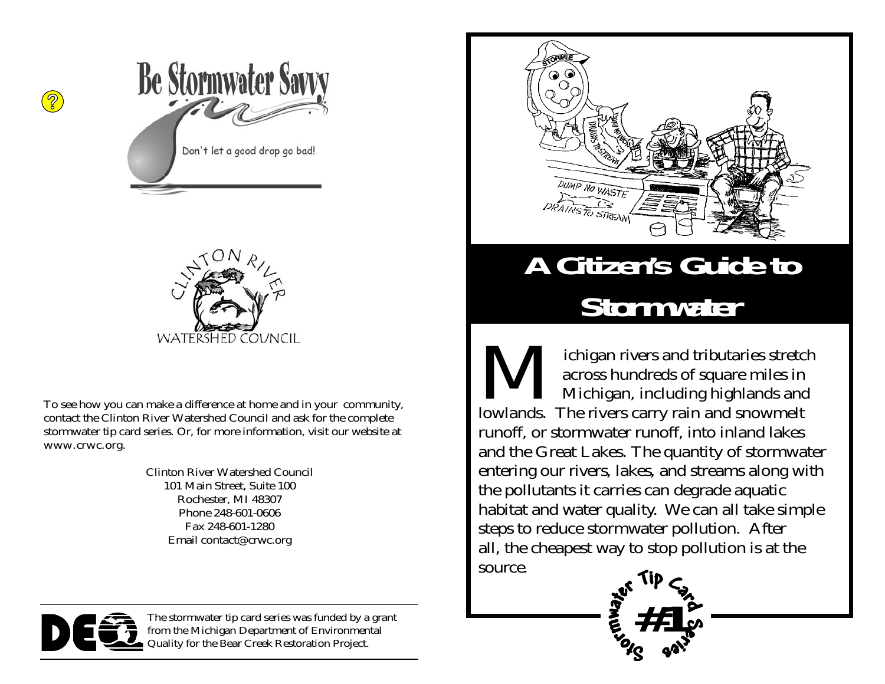# Be Stormwater Savvy

Don't let a good drop go bad!

CLINTON RIVER WATERSHED COUNCIL

To see how you can make a difference at home and in your community, contact the Clinton River Watershed Council and ask for the complete stormwater tip card series. Or, for more information, visit our website at www.crwc.org.

Clinton River Watershed Council
101 Main Street, Suite 100
Rochester, MI 48307
Phone 248-601-0606
Fax 248-601-1280
Email contact@crwc.org

The stormwater tip card series was funded by a grant from the Michigan Department of Environmental Quality for the Bear Creek Restoration Project.

# A Citizen's Guide to Stormwater

Michigan rivers and tributaries stretch across hundreds of square miles in Michigan, including highlands and lowlands. The rivers carry rain and snowmelt runoff, or stormwater runoff, into inland lakes and the Great Lakes. The quantity of stormwater entering our rivers, lakes, and streams along with the pollutants it carries can degrade aquatic habitat and water quality. We can all take simple steps to reduce stormwater pollution. After all, the cheapest way to stop pollution is at the source.

Stormwater Tip Card Series #1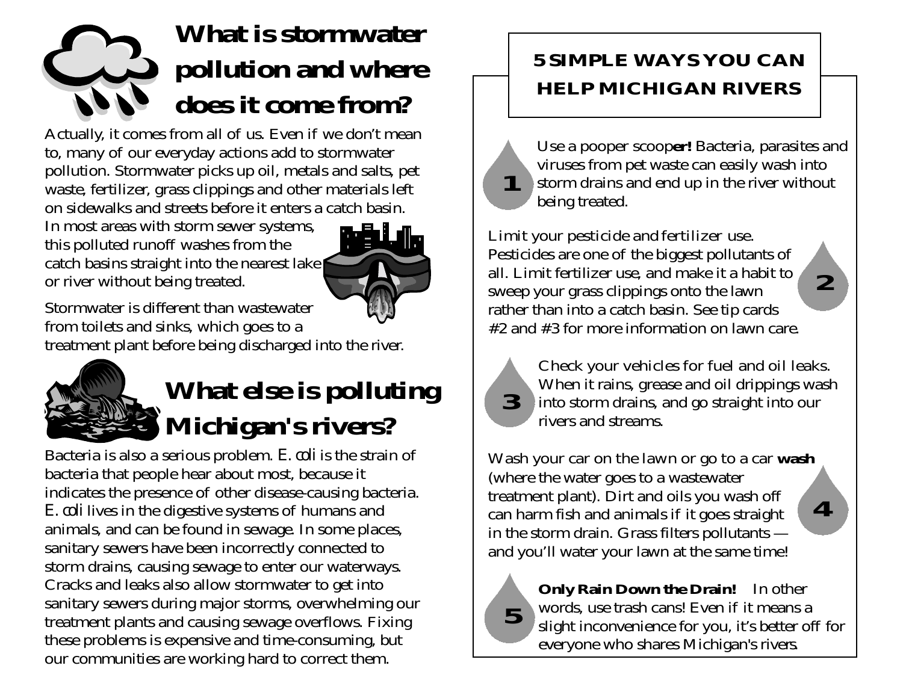# What is stormwater pollution and where does it come from?

Actually, it comes from all of us. Even if we don't mean to, many of our everyday actions add to stormwater pollution. Stormwater picks up oil, metals and salts, pet waste, fertilizer, grass clippings and other materials left on sidewalks and streets before it enters a catch basin. In most areas with storm sewer systems, this polluted runoff washes from the catch basins straight into the nearest lake or river without being treated.

Stormwater is different than wastewater from toilets and sinks, which goes to a treatment plant before being discharged into the river.

# What else is polluting Michigan's rivers?

Bacteria is also a serious problem. *E. coli* is the strain of bacteria that people hear about most, because it indicates the presence of other disease-causing bacteria. *E. coli* lives in the digestive systems of humans and animals, and can be found in sewage. In some places, sanitary sewers have been incorrectly connected to storm drains, causing sewage to enter our waterways. Cracks and leaks also allow stormwater to get into sanitary sewers during major storms, overwhelming our treatment plants and causing sewage overflows. Fixing these problems is expensive and time-consuming, but our communities are working hard to correct them.

## 5 SIMPLE WAYS YOU CAN HELP MICHIGAN RIVERS

**1** Use a pooper scoop**er!** Bacteria, parasites and viruses from pet waste can easily wash into storm drains and end up in the river without being treated.

**2** Limit your pesticide and fertilizer use. Pesticides are one of the biggest pollutants of all. Limit fertilizer use, and make it a habit to sweep your grass clippings onto the lawn rather than into a catch basin. See tip cards #2 and #3 for more information on lawn care.

**3** Check your vehicles for fuel and oil leaks. When it rains, grease and oil drippings wash into storm drains, and go straight into our rivers and streams.

**4** Wash your car on the lawn or go to a car **wash** (where the water goes to a wastewater treatment plant). Dirt and oils you wash off can harm fish and animals if it goes straight in the storm drain. Grass filters pollutants — and you'll water your lawn at the same time!

**5** **Only Rain Down the Drain!** In other words, use trash cans! Even if it means a slight inconvenience for you, it's better off for everyone who shares Michigan's rivers.